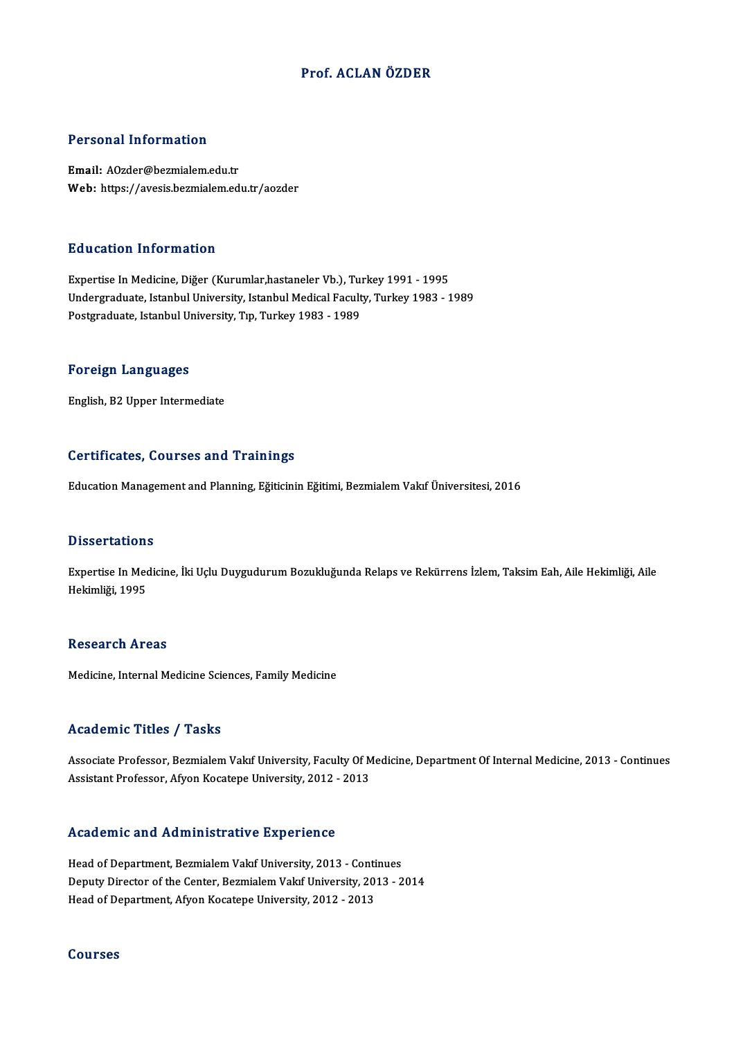# Prof. ACLAN ÖZDER

## Personal Information

**Email:** AOzder@bezmialem.edu.tr
**Web:** https://avesis.bezmialem.edu.tr/aozder

## Education Information

Expertise In Medicine, Diğer (Kurumlar,hastaneler Vb.), Turkey 1991 - 1995
Undergraduate, Istanbul University, Istanbul Medical Faculty, Turkey 1983 - 1989
Postgraduate, Istanbul University, Tıp, Turkey 1983 - 1989

## Foreign Languages

English, B2 Upper Intermediate

## Certificates, Courses and Trainings

Education Management and Planning, Eğiticinin Eğitimi, Bezmialem Vakıf Üniversitesi, 2016

## Dissertations

Expertise In Medicine, İki Uçlu Duygudurum Bozukluğunda Relaps ve Rekürrens İzlem, Taksim Eah, Aile Hekimliği, Aile Hekimliği, 1995

## Research Areas

Medicine, Internal Medicine Sciences, Family Medicine

## Academic Titles / Tasks

Associate Professor, Bezmialem Vakıf University, Faculty Of Medicine, Department Of Internal Medicine, 2013 - Continues
Assistant Professor, Afyon Kocatepe University, 2012 - 2013

## Academic and Administrative Experience

Head of Department, Bezmialem Vakıf University, 2013 - Continues
Deputy Director of the Center, Bezmialem Vakıf University, 2013 - 2014
Head of Department, Afyon Kocatepe University, 2012 - 2013

## Courses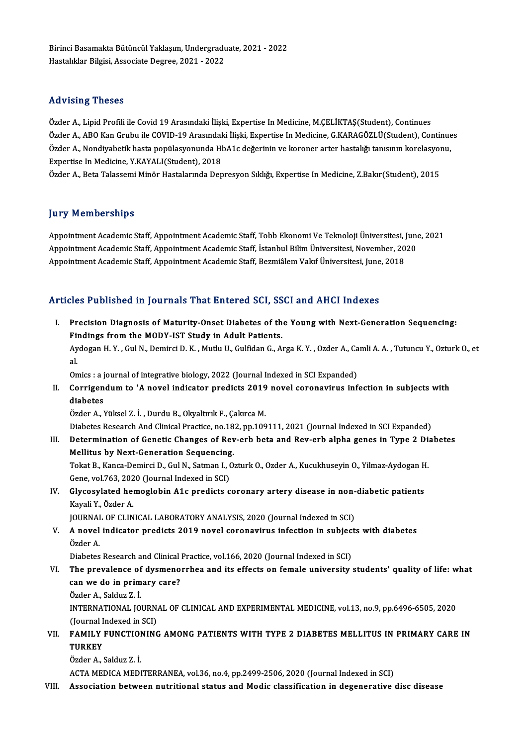Birinci Basamakta Bütüncül Yaklaşım, Undergraduate, 2021 - 2022
Hastalıklar Bilgisi, Associate Degree, 2021 - 2022

## Advising Theses

Özder A., Lipid Profili ile Covid 19 Arasındaki İlişki, Expertise In Medicine, M.ÇELİKTAŞ(Student), Continues
Özder A., ABO Kan Grubu ile COVID-19 Arasındaki İlişki, Expertise In Medicine, G.KARAGÖZLÜ(Student), Continues
Özder A., Nondiyabetik hasta popülasyonunda HbA1c değerinin ve koroner arter hastalığı tanısının korelasyonu, Expertise In Medicine, Y.KAYALI(Student), 2018
Özder A., Beta Talassemi Minör Hastalarında Depresyon Sıklığı, Expertise In Medicine, Z.Bakır(Student), 2015

## Jury Memberships

Appointment Academic Staff, Appointment Academic Staff, Tobb Ekonomi Ve Teknoloji Üniversitesi, June, 2021
Appointment Academic Staff, Appointment Academic Staff, İstanbul Bilim Üniversitesi, November, 2020
Appointment Academic Staff, Appointment Academic Staff, Bezmiâlem Vakıf Üniversitesi, June, 2018

## Articles Published in Journals That Entered SCI, SSCI and AHCI Indexes

I. **Precision Diagnosis of Maturity-Onset Diabetes of the Young with Next-Generation Sequencing: Findings from the MODY-IST Study in Adult Patients.**
Aydogan H. Y. , Gul N., Demirci D. K. , Mutlu U., Gulfidan G., Arga K. Y. , Ozder A., Camli A. A. , Tutuncu Y., Ozturk O., et al.
Omics : a journal of integrative biology, 2022 (Journal Indexed in SCI Expanded)

II. **Corrigendum to 'A novel indicator predicts 2019 novel coronavirus infection in subjects with diabetes**
Özder A., Yüksel Z. İ. , Durdu B., Okyaltırık F., Çakırca M.
Diabetes Research And Clinical Practice, no.182, pp.109111, 2021 (Journal Indexed in SCI Expanded)

III. **Determination of Genetic Changes of Rev-erb beta and Rev-erb alpha genes in Type 2 Diabetes Mellitus by Next-Generation Sequencing.**
Tokat B., Kanca-Demirci D., Gul N., Satman I., Ozturk O., Ozder A., Kucukhuseyin O., Yilmaz-Aydogan H.
Gene, vol.763, 2020 (Journal Indexed in SCI)

IV. **Glycosylated hemoglobin A1c predicts coronary artery disease in non-diabetic patients**
Kayali Y., Özder A.
JOURNAL OF CLINICAL LABORATORY ANALYSIS, 2020 (Journal Indexed in SCI)

V. **A novel indicator predicts 2019 novel coronavirus infection in subjects with diabetes**
Özder A.
Diabetes Research and Clinical Practice, vol.166, 2020 (Journal Indexed in SCI)

VI. **The prevalence of dysmenorrhea and its effects on female university students' quality of life: what can we do in primary care?**
Özder A., Salduz Z. İ.
INTERNATIONAL JOURNAL OF CLINICAL AND EXPERIMENTAL MEDICINE, vol.13, no.9, pp.6496-6505, 2020 (Journal Indexed in SCI)

VII. **FAMILY FUNCTIONING AMONG PATIENTS WITH TYPE 2 DIABETES MELLITUS IN PRIMARY CARE IN TURKEY**
Özder A., Salduz Z. İ.
ACTA MEDICA MEDITERRANEA, vol.36, no.4, pp.2499-2506, 2020 (Journal Indexed in SCI)

VIII. **Association between nutritional status and Modic classification in degenerative disc disease**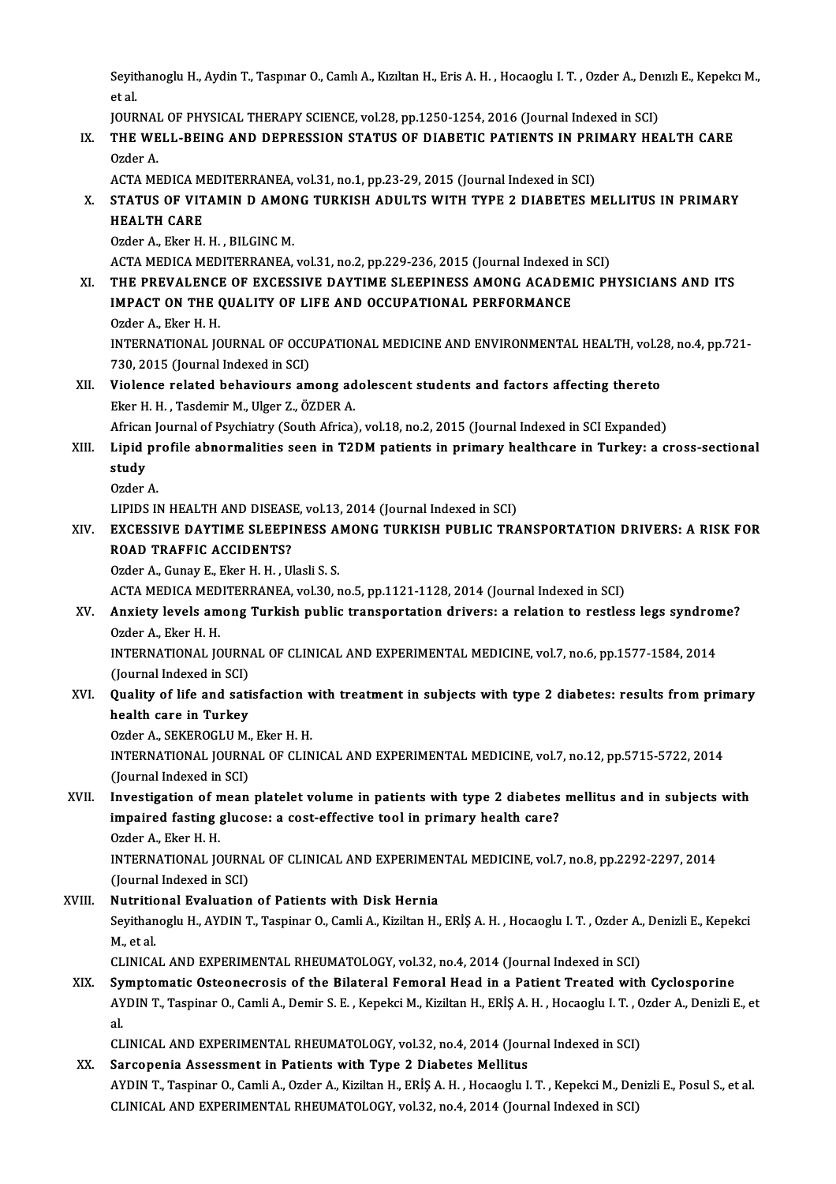Seyithanoglu H., Aydin T., Taspınar O., Camlı A., Kızıltan H., Eris A. H. , Hocaoglu I. T. , Ozder A., Denızlı E., Kepekcı M., et al.

JOURNAL OF PHYSICAL THERAPY SCIENCE, vol.28, pp.1250-1254, 2016 (Journal Indexed in SCI)

IX. **THE WELL-BEING AND DEPRESSION STATUS OF DIABETIC PATIENTS IN PRIMARY HEALTH CARE**
Ozder A.
ACTA MEDICA MEDITERRANEA, vol.31, no.1, pp.23-29, 2015 (Journal Indexed in SCI)

X. **STATUS OF VITAMIN D AMONG TURKISH ADULTS WITH TYPE 2 DIABETES MELLITUS IN PRIMARY HEALTH CARE**
Ozder A., Eker H. H. , BILGINC M.
ACTA MEDICA MEDITERRANEA, vol.31, no.2, pp.229-236, 2015 (Journal Indexed in SCI)

XI. **THE PREVALENCE OF EXCESSIVE DAYTIME SLEEPINESS AMONG ACADEMIC PHYSICIANS AND ITS IMPACT ON THE QUALITY OF LIFE AND OCCUPATIONAL PERFORMANCE**
Ozder A., Eker H. H.
INTERNATIONAL JOURNAL OF OCCUPATIONAL MEDICINE AND ENVIRONMENTAL HEALTH, vol.28, no.4, pp.721-730, 2015 (Journal Indexed in SCI)

XII. **Violence related behaviours among adolescent students and factors affecting thereto**
Eker H. H. , Tasdemir M., Ulger Z., ÖZDER A.
African Journal of Psychiatry (South Africa), vol.18, no.2, 2015 (Journal Indexed in SCI Expanded)

XIII. **Lipid profile abnormalities seen in T2DM patients in primary healthcare in Turkey: a cross-sectional study**
Ozder A.
LIPIDS IN HEALTH AND DISEASE, vol.13, 2014 (Journal Indexed in SCI)

XIV. **EXCESSIVE DAYTIME SLEEPINESS AMONG TURKISH PUBLIC TRANSPORTATION DRIVERS: A RISK FOR ROAD TRAFFIC ACCIDENTS?**
Ozder A., Gunay E., Eker H. H. , Ulasli S. S.
ACTA MEDICA MEDITERRANEA, vol.30, no.5, pp.1121-1128, 2014 (Journal Indexed in SCI)

XV. **Anxiety levels among Turkish public transportation drivers: a relation to restless legs syndrome?**
Ozder A., Eker H. H.
INTERNATIONAL JOURNAL OF CLINICAL AND EXPERIMENTAL MEDICINE, vol.7, no.6, pp.1577-1584, 2014 (Journal Indexed in SCI)

XVI. **Quality of life and satisfaction with treatment in subjects with type 2 diabetes: results from primary health care in Turkey**
Ozder A., SEKEROGLU M., Eker H. H.
INTERNATIONAL JOURNAL OF CLINICAL AND EXPERIMENTAL MEDICINE, vol.7, no.12, pp.5715-5722, 2014 (Journal Indexed in SCI)

XVII. **Investigation of mean platelet volume in patients with type 2 diabetes mellitus and in subjects with impaired fasting glucose: a cost-effective tool in primary health care?**
Ozder A., Eker H. H.
INTERNATIONAL JOURNAL OF CLINICAL AND EXPERIMENTAL MEDICINE, vol.7, no.8, pp.2292-2297, 2014 (Journal Indexed in SCI)

XVIII. **Nutritional Evaluation of Patients with Disk Hernia**
Seyithanoglu H., AYDIN T., Taspinar O., Camli A., Kiziltan H., ERİŞ A. H. , Hocaoglu I. T. , Ozder A., Denizli E., Kepekci M., et al.
CLINICAL AND EXPERIMENTAL RHEUMATOLOGY, vol.32, no.4, 2014 (Journal Indexed in SCI)

XIX. **Symptomatic Osteonecrosis of the Bilateral Femoral Head in a Patient Treated with Cyclosporine**
AYDIN T., Taspinar O., Camli A., Demir S. E. , Kepekci M., Kiziltan H., ERİŞ A. H. , Hocaoglu I. T. , Ozder A., Denizli E., et al.
CLINICAL AND EXPERIMENTAL RHEUMATOLOGY, vol.32, no.4, 2014 (Journal Indexed in SCI)

XX. **Sarcopenia Assessment in Patients with Type 2 Diabetes Mellitus**
AYDIN T., Taspinar O., Camli A., Ozder A., Kiziltan H., ERİŞ A. H. , Hocaoglu I. T. , Kepekci M., Denizli E., Posul S., et al.
CLINICAL AND EXPERIMENTAL RHEUMATOLOGY, vol.32, no.4, 2014 (Journal Indexed in SCI)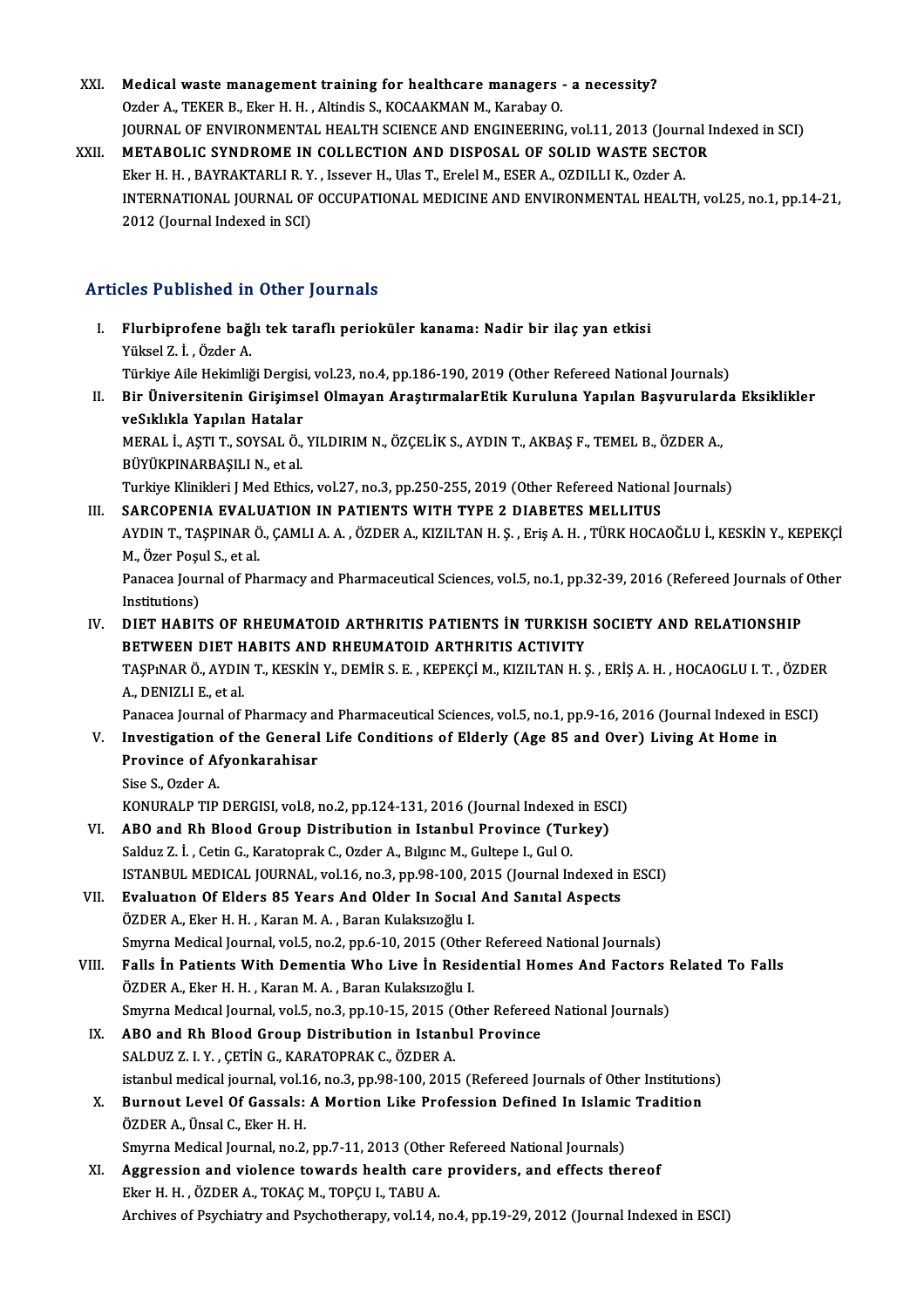XXI. **Medical waste management training for healthcare managers - a necessity?**
Ozder A., TEKER B., Eker H. H. , Altindis S., KOCAAKMAN M., Karabay O.
JOURNAL OF ENVIRONMENTAL HEALTH SCIENCE AND ENGINEERING, vol.11, 2013 (Journal Indexed in SCI)

XXII. **METABOLIC SYNDROME IN COLLECTION AND DISPOSAL OF SOLID WASTE SECTOR**
Eker H. H. , BAYRAKTARLI R. Y. , Issever H., Ulas T., Erelel M., ESER A., OZDILLI K., Ozder A.
INTERNATIONAL JOURNAL OF OCCUPATIONAL MEDICINE AND ENVIRONMENTAL HEALTH, vol.25, no.1, pp.14-21, 2012 (Journal Indexed in SCI)

## Articles Published in Other Journals

I. **Flurbiprofene bağlı tek taraflı perioküler kanama: Nadir bir ilaç yan etkisi**
Yüksel Z. İ. , Özder A.
Türkiye Aile Hekimliği Dergisi, vol.23, no.4, pp.186-190, 2019 (Other Refereed National Journals)

II. **Bir Üniversitenin Girişimsel Olmayan AraştırmalarEtik Kuruluna Yapılan Başvurularda Eksiklikler veSıklıkla Yapılan Hatalar**
MERAL İ., AŞTI T., SOYSAL Ö., YILDIRIM N., ÖZÇELİK S., AYDIN T., AKBAŞ F., TEMEL B., ÖZDER A., BÜYÜKPINARBAŞILI N., et al.
Turkiye Klinikleri J Med Ethics, vol.27, no.3, pp.250-255, 2019 (Other Refereed National Journals)

III. **SARCOPENIA EVALUATION IN PATIENTS WITH TYPE 2 DIABETES MELLITUS**
AYDIN T., TAŞPINAR Ö., ÇAMLI A. A. , ÖZDER A., KIZILTAN H. Ş. , Eriş A. H. , TÜRK HOCAOĞLU İ., KESKİN Y., KEPEKÇİ M., Özer Poşul S., et al.
Panacea Journal of Pharmacy and Pharmaceutical Sciences, vol.5, no.1, pp.32-39, 2016 (Refereed Journals of Other Institutions)

IV. **DIET HABITS OF RHEUMATOID ARTHRITIS PATIENTS İN TURKISH SOCIETY AND RELATIONSHIP BETWEEN DIET HABITS AND RHEUMATOID ARTHRITIS ACTIVITY**
TAŞPıNAR Ö., AYDIN T., KESKİN Y., DEMİR S. E. , KEPEKÇİ M., KIZILTAN H. Ş. , ERİŞ A. H. , HOCAOGLU I. T. , ÖZDER A., DENIZLI E., et al.
Panacea Journal of Pharmacy and Pharmaceutical Sciences, vol.5, no.1, pp.9-16, 2016 (Journal Indexed in ESCI)

V. **Investigation of the General Life Conditions of Elderly (Age 85 and Over) Living At Home in Province of Afyonkarahisar**
Sise S., Ozder A.
KONURALP TIP DERGISI, vol.8, no.2, pp.124-131, 2016 (Journal Indexed in ESCI)

VI. **ABO and Rh Blood Group Distribution in Istanbul Province (Turkey)**
Salduz Z. İ. , Cetin G., Karatoprak C., Ozder A., Bılgınc M., Gultepe I., Gul O.
ISTANBUL MEDICAL JOURNAL, vol.16, no.3, pp.98-100, 2015 (Journal Indexed in ESCI)

VII. **Evaluatıon Of Elders 85 Years And Older In Socıal And Sanıtal Aspects**
ÖZDER A., Eker H. H. , Karan M. A. , Baran Kulaksızoğlu I.
Smyrna Medical Journal, vol.5, no.2, pp.6-10, 2015 (Other Refereed National Journals)

VIII. **Falls İn Patients With Dementia Who Live İn Residential Homes And Factors Related To Falls**
ÖZDER A., Eker H. H. , Karan M. A. , Baran Kulaksızoğlu I.
Smyrna Medıcal Journal, vol.5, no.3, pp.10-15, 2015 (Other Refereed National Journals)

IX. **ABO and Rh Blood Group Distribution in Istanbul Province**
SALDUZ Z. I. Y. , ÇETİN G., KARATOPRAK C., ÖZDER A.
istanbul medical journal, vol.16, no.3, pp.98-100, 2015 (Refereed Journals of Other Institutions)

X. **Burnout Level Of Gassals: A Mortion Like Profession Defined In Islamic Tradition**
ÖZDER A., Ünsal C., Eker H. H.
Smyrna Medical Journal, no.2, pp.7-11, 2013 (Other Refereed National Journals)

XI. **Aggression and violence towards health care providers, and effects thereof**
Eker H. H. , ÖZDER A., TOKAÇ M., TOPÇU I., TABU A.
Archives of Psychiatry and Psychotherapy, vol.14, no.4, pp.19-29, 2012 (Journal Indexed in ESCI)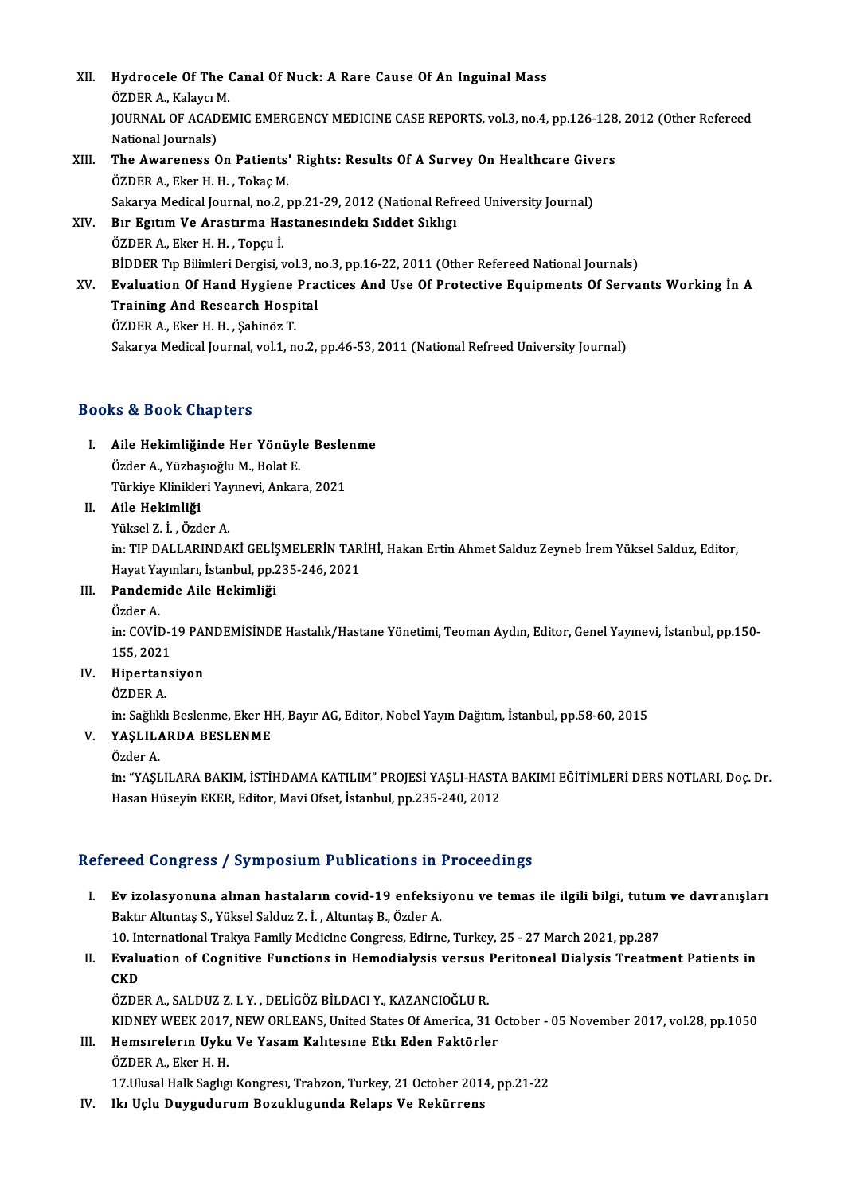XII. **Hydrocele Of The Canal Of Nuck: A Rare Cause Of An Inguinal Mass**
ÖZDER A., Kalaycı M.
JOURNAL OF ACADEMIC EMERGENCY MEDICINE CASE REPORTS, vol.3, no.4, pp.126-128, 2012 (Other Refereed National Journals)

XIII. **The Awareness On Patients' Rights: Results Of A Survey On Healthcare Givers**
ÖZDER A., Eker H. H. , Tokaç M.
Sakarya Medical Journal, no.2, pp.21-29, 2012 (National Refreed University Journal)

XIV. **Bır Egıtım Ve Arastırma Hastanesındekı Sıddet Sıklıgı**
ÖZDER A., Eker H. H. , Topçu İ.
BİDDER Tıp Bilimleri Dergisi, vol.3, no.3, pp.16-22, 2011 (Other Refereed National Journals)

XV. **Evaluation Of Hand Hygiene Practices And Use Of Protective Equipments Of Servants Working İn A Training And Research Hospital**
ÖZDER A., Eker H. H. , Şahinöz T.
Sakarya Medical Journal, vol.1, no.2, pp.46-53, 2011 (National Refreed University Journal)

## Books & Book Chapters

I. **Aile Hekimliğinde Her Yönüyle Beslenme**
Özder A., Yüzbaşıoğlu M., Bolat E.
Türkiye Klinikleri Yayınevi, Ankara, 2021

II. **Aile Hekimliği**
Yüksel Z. İ. , Özder A.
in: TIP DALLARINDAKİ GELİŞMELERİN TARİHİ, Hakan Ertin Ahmet Salduz Zeyneb İrem Yüksel Salduz, Editor, Hayat Yayınları, İstanbul, pp.235-246, 2021

III. **Pandemide Aile Hekimliği**
Özder A.
in: COVİD-19 PANDEMİSİNDE Hastalık/Hastane Yönetimi, Teoman Aydın, Editor, Genel Yayınevi, İstanbul, pp.150-155, 2021

IV. **Hipertansiyon**
ÖZDER A.
in: Sağlıklı Beslenme, Eker HH, Bayır AG, Editor, Nobel Yayın Dağıtım, İstanbul, pp.58-60, 2015

V. **YAŞLILARDA BESLENME**
Özder A.
in: "YAŞLILARA BAKIM, İSTİHDAMA KATILIM" PROJESİ YAŞLI-HASTA BAKIMI EĞİTİMLERİ DERS NOTLARI, Doç. Dr. Hasan Hüseyin EKER, Editor, Mavi Ofset, İstanbul, pp.235-240, 2012

## Refereed Congress / Symposium Publications in Proceedings

I. **Ev izolasyonuna alınan hastaların covid-19 enfeksiyonu ve temas ile ilgili bilgi, tutum ve davranışları**
Baktır Altuntaş S., Yüksel Salduz Z. İ. , Altuntaş B., Özder A.
10. International Trakya Family Medicine Congress, Edirne, Turkey, 25 - 27 March 2021, pp.287

II. **Evaluation of Cognitive Functions in Hemodialysis versus Peritoneal Dialysis Treatment Patients in CKD**
ÖZDER A., SALDUZ Z. I. Y. , DELİGÖZ BİLDACI Y., KAZANCIOĞLU R.
KIDNEY WEEK 2017, NEW ORLEANS, United States Of America, 31 October - 05 November 2017, vol.28, pp.1050

III. **Hemsırelerın Uyku Ve Yasam Kalıtesıne Etkı Eden Faktörler**
ÖZDER A., Eker H. H.
17.Ulusal Halk Saglıgı Kongresı, Trabzon, Turkey, 21 October 2014, pp.21-22

IV. **Ikı Uçlu Duygudurum Bozuklugunda Relaps Ve Rekürrens**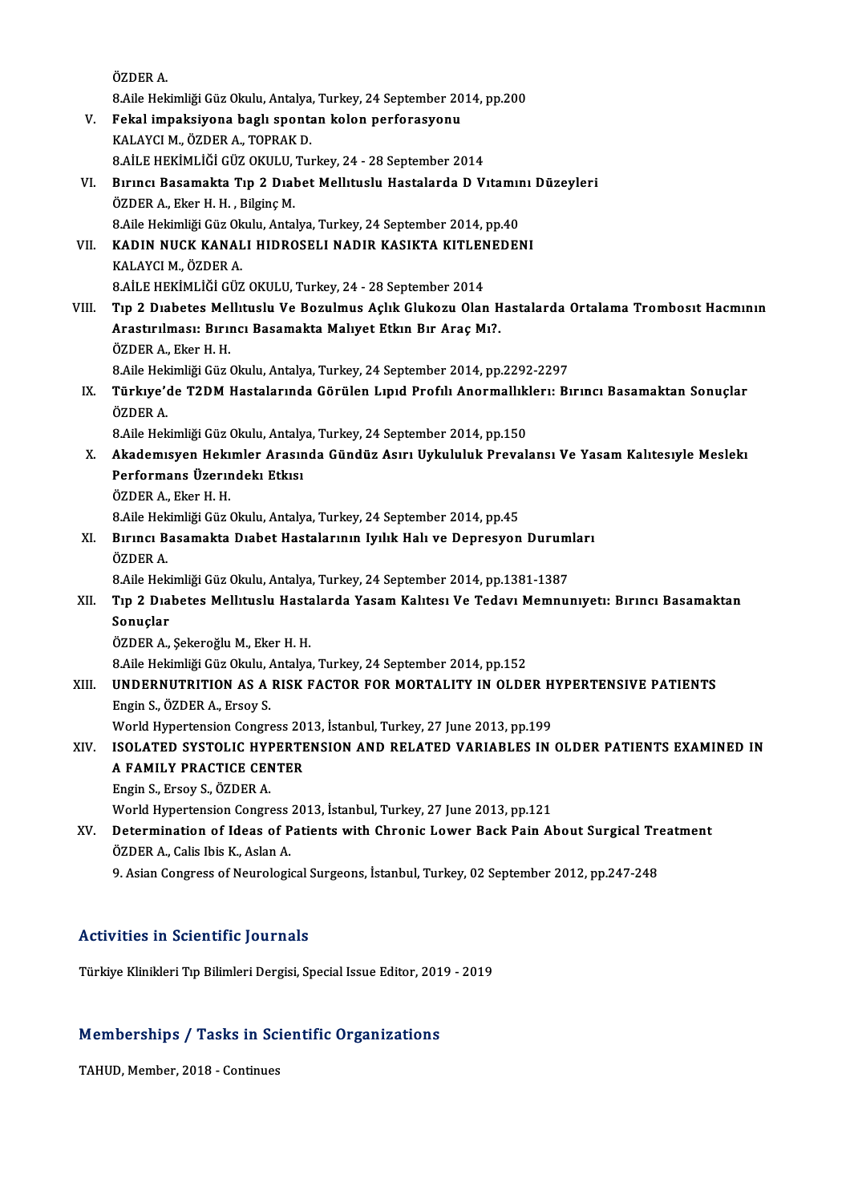ÖZDER A.

8.Aile Hekimliği Güz Okulu, Antalya, Turkey, 24 September 2014, pp.200

V. **Fekal impaksiyona bagli spontan kolon perforasyonu**
   KALAYCI M., ÖZDER A., TOPRAK D.
   8.AİLE HEKİMLİĞİ GÜZ OKULU, Turkey, 24 - 28 September 2014

VI. **Bırıncı Basamakta Tıp 2 Dıabet Mellıtuslu Hastalarda D Vıtamını Düzeyleri**
   ÖZDER A., Eker H. H. , Bilginç M.
   8.Aile Hekimliği Güz Okulu, Antalya, Turkey, 24 September 2014, pp.40

VII. **KADIN NUCK KANALI HIDROSELI NADIR KASIKTA KITLENEDENI**
   KALAYCI M., ÖZDER A.
   8.AİLE HEKİMLİĞİ GÜZ OKULU, Turkey, 24 - 28 September 2014

VIII. **Tıp 2 Dıabetes Mellıtuslu Ve Bozulmus Açlık Glukozu Olan Hastalarda Ortalama Trombosıt Hacmının Arastırılması: Bırıncı Basamakta Malıyet Etkın Bır Araç Mı?.**
   ÖZDER A., Eker H. H.
   8.Aile Hekimliği Güz Okulu, Antalya, Turkey, 24 September 2014, pp.2292-2297

IX. **Türkıye'de T2DM Hastalarında Görülen Lıpıd Profılı Anormallıklerı: Bırıncı Basamaktan Sonuçlar**
   ÖZDER A.
   8.Aile Hekimliği Güz Okulu, Antalya, Turkey, 24 September 2014, pp.150

X. **Akademısyen Hekımler Arasında Gündüz Asırı Uykululuk Prevalansı Ve Yasam Kalıtesıyle Meslekı Performans Üzerındekı Etkısı**
   ÖZDER A., Eker H. H.
   8.Aile Hekimliği Güz Okulu, Antalya, Turkey, 24 September 2014, pp.45

XI. **Bırıncı Basamakta Dıabet Hastalarının Iyılık Halı ve Depresyon Durumları**
   ÖZDER A.
   8.Aile Hekimliği Güz Okulu, Antalya, Turkey, 24 September 2014, pp.1381-1387

XII. **Tıp 2 Dıabetes Mellıtuslu Hastalarda Yasam Kalıtesı Ve Tedavı Memnunıyetı: Bırıncı Basamaktan Sonuçlar**
   ÖZDER A., Şekeroğlu M., Eker H. H.
   8.Aile Hekimliği Güz Okulu, Antalya, Turkey, 24 September 2014, pp.152

XIII. **UNDERNUTRITION AS A RISK FACTOR FOR MORTALITY IN OLDER HYPERTENSIVE PATIENTS**
   Engin S., ÖZDER A., Ersoy S.
   World Hypertension Congress 2013, İstanbul, Turkey, 27 June 2013, pp.199

XIV. **ISOLATED SYSTOLIC HYPERTENSION AND RELATED VARIABLES IN OLDER PATIENTS EXAMINED IN A FAMILY PRACTICE CENTER**
   Engin S., Ersoy S., ÖZDER A.
   World Hypertension Congress 2013, İstanbul, Turkey, 27 June 2013, pp.121

XV. **Determination of Ideas of Patients with Chronic Lower Back Pain About Surgical Treatment**
   ÖZDER A., Calis Ibis K., Aslan A.
   9. Asian Congress of Neurological Surgeons, İstanbul, Turkey, 02 September 2012, pp.247-248

## Activities in Scientific Journals

Türkiye Klinikleri Tıp Bilimleri Dergisi, Special Issue Editor, 2019 - 2019

## Memberships / Tasks in Scientific Organizations

TAHUD, Member, 2018 - Continues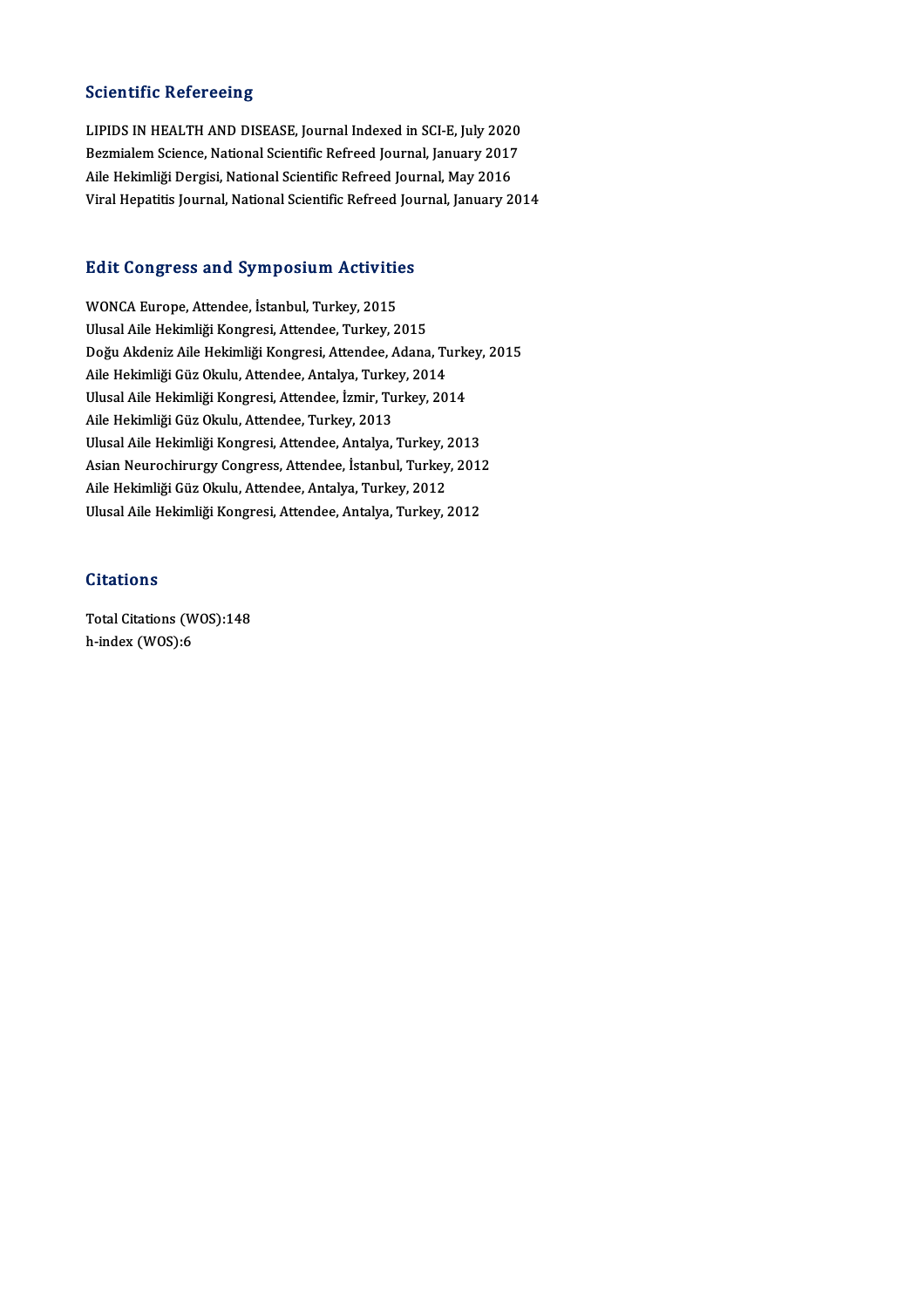## Scientific Refereeing

LIPIDS IN HEALTH AND DISEASE, Journal Indexed in SCI-E, July 2020
Bezmialem Science, National Scientific Refreed Journal, January 2017
Aile Hekimliği Dergisi, National Scientific Refreed Journal, May 2016
Viral Hepatitis Journal, National Scientific Refreed Journal, January 2014

## Edit Congress and Symposium Activities

WONCA Europe, Attendee, İstanbul, Turkey, 2015
Ulusal Aile Hekimliği Kongresi, Attendee, Turkey, 2015
Doğu Akdeniz Aile Hekimliği Kongresi, Attendee, Adana, Turkey, 2015
Aile Hekimliği Güz Okulu, Attendee, Antalya, Turkey, 2014
Ulusal Aile Hekimliği Kongresi, Attendee, İzmir, Turkey, 2014
Aile Hekimliği Güz Okulu, Attendee, Turkey, 2013
Ulusal Aile Hekimliği Kongresi, Attendee, Antalya, Turkey, 2013
Asian Neurochirurgy Congress, Attendee, İstanbul, Turkey, 2012
Aile Hekimliği Güz Okulu, Attendee, Antalya, Turkey, 2012
Ulusal Aile Hekimliği Kongresi, Attendee, Antalya, Turkey, 2012

## Citations

Total Citations (WOS):148
h-index (WOS):6